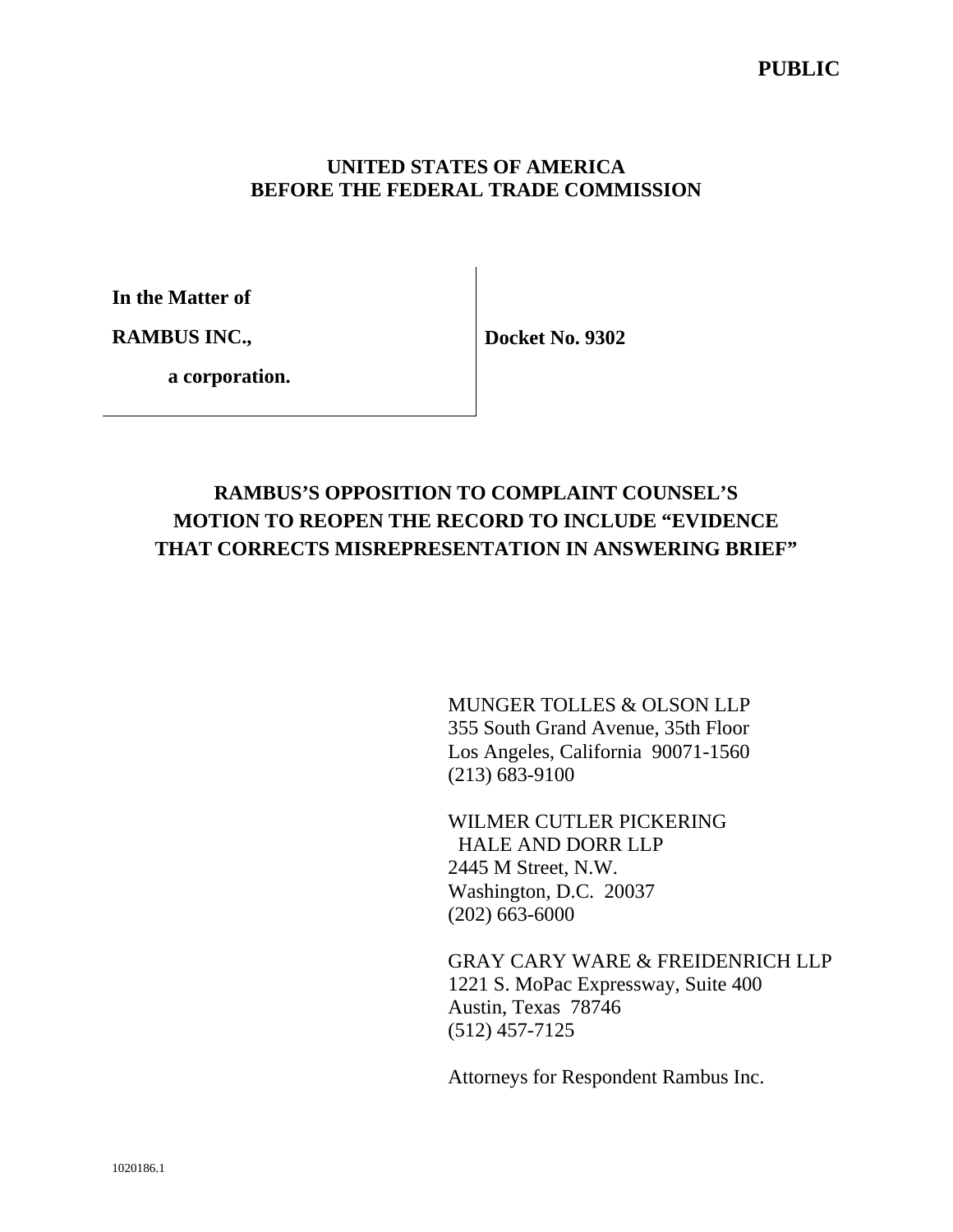**PUBLIC**

**UNITED STATES OF AMERICA**
**BEFORE THE FEDERAL TRADE COMMISSION**

| **In the Matter of** | |
|---|---|
| **RAMBUS INC.,** | **Docket No. 9302** |
| **a corporation.** | |

# RAMBUS'S OPPOSITION TO COMPLAINT COUNSEL'S MOTION TO REOPEN THE RECORD TO INCLUDE "EVIDENCE THAT CORRECTS MISREPRESENTATION IN ANSWERING BRIEF"

MUNGER TOLLES & OLSON LLP
355 South Grand Avenue, 35th Floor
Los Angeles, California 90071-1560
(213) 683-9100

WILMER CUTLER PICKERING
HALE AND DORR LLP
2445 M Street, N.W.
Washington, D.C. 20037
(202) 663-6000

GRAY CARY WARE & FREIDENRICH LLP
1221 S. MoPac Expressway, Suite 400
Austin, Texas 78746
(512) 457-7125

Attorneys for Respondent Rambus Inc.

1020186.1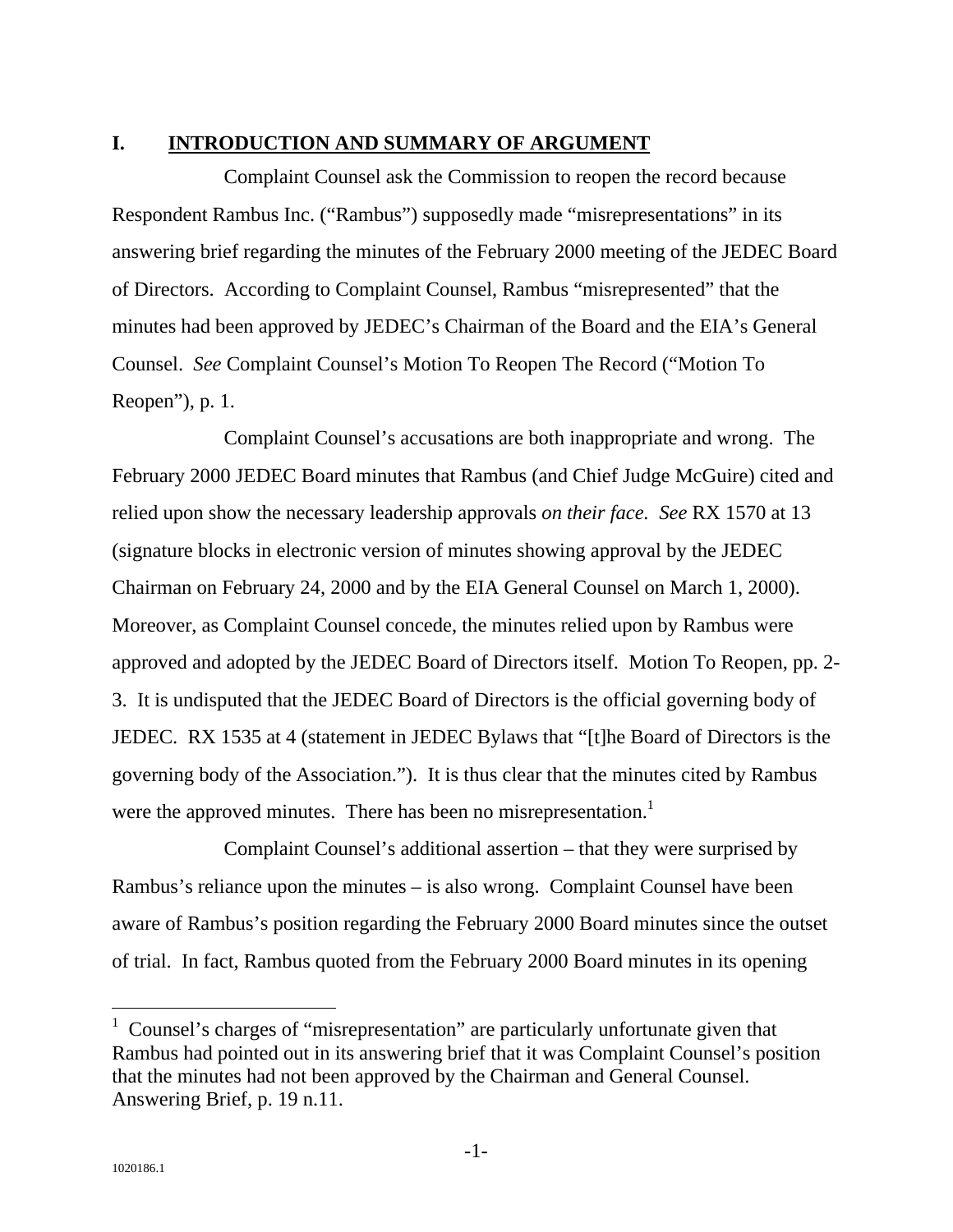## I. INTRODUCTION AND SUMMARY OF ARGUMENT

Complaint Counsel ask the Commission to reopen the record because Respondent Rambus Inc. ("Rambus") supposedly made "misrepresentations" in its answering brief regarding the minutes of the February 2000 meeting of the JEDEC Board of Directors. According to Complaint Counsel, Rambus "misrepresented" that the minutes had been approved by JEDEC's Chairman of the Board and the EIA's General Counsel. *See* Complaint Counsel's Motion To Reopen The Record ("Motion To Reopen"), p. 1.

Complaint Counsel's accusations are both inappropriate and wrong. The February 2000 JEDEC Board minutes that Rambus (and Chief Judge McGuire) cited and relied upon show the necessary leadership approvals *on their face*. *See* RX 1570 at 13 (signature blocks in electronic version of minutes showing approval by the JEDEC Chairman on February 24, 2000 and by the EIA General Counsel on March 1, 2000). Moreover, as Complaint Counsel concede, the minutes relied upon by Rambus were approved and adopted by the JEDEC Board of Directors itself. Motion To Reopen, pp. 2-3. It is undisputed that the JEDEC Board of Directors is the official governing body of JEDEC. RX 1535 at 4 (statement in JEDEC Bylaws that "[t]he Board of Directors is the governing body of the Association."). It is thus clear that the minutes cited by Rambus were the approved minutes. There has been no misrepresentation.[1]

Complaint Counsel's additional assertion – that they were surprised by Rambus's reliance upon the minutes – is also wrong. Complaint Counsel have been aware of Rambus's position regarding the February 2000 Board minutes since the outset of trial. In fact, Rambus quoted from the February 2000 Board minutes in its opening

---

[1] Counsel's charges of "misrepresentation" are particularly unfortunate given that Rambus had pointed out in its answering brief that it was Complaint Counsel's position that the minutes had not been approved by the Chairman and General Counsel. Answering Brief, p. 19 n.11.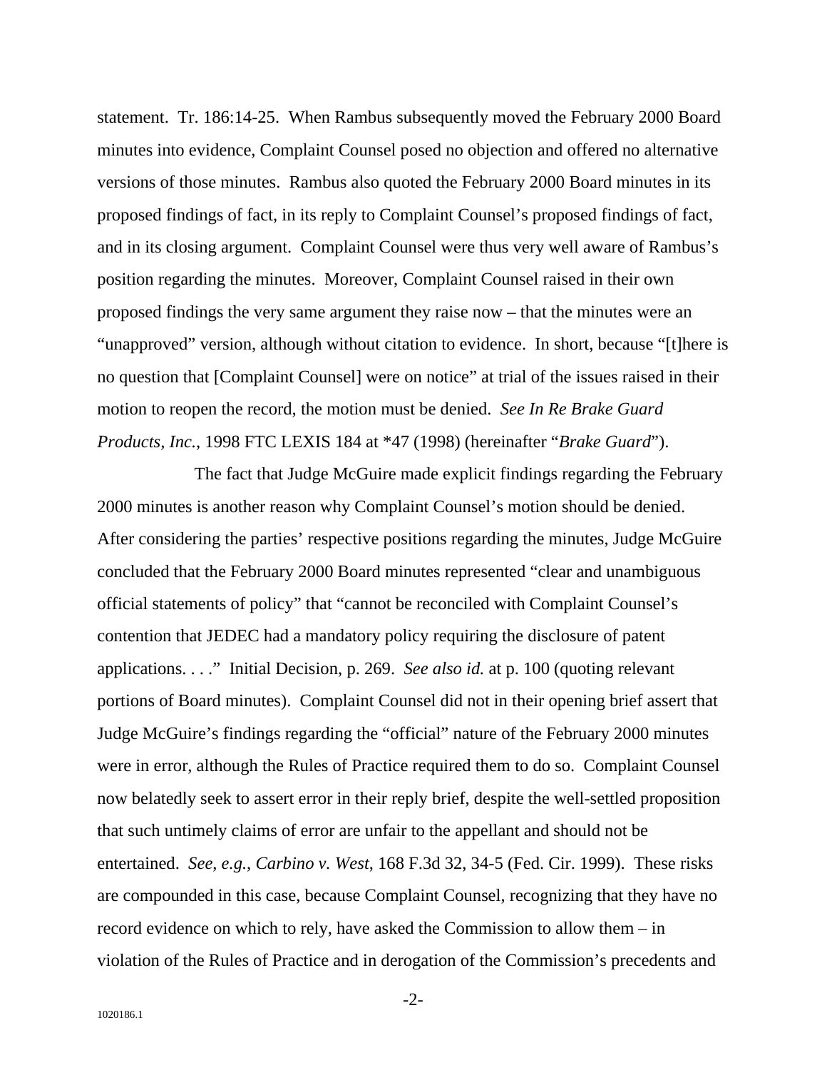statement. Tr. 186:14-25. When Rambus subsequently moved the February 2000 Board minutes into evidence, Complaint Counsel posed no objection and offered no alternative versions of those minutes. Rambus also quoted the February 2000 Board minutes in its proposed findings of fact, in its reply to Complaint Counsel's proposed findings of fact, and in its closing argument. Complaint Counsel were thus very well aware of Rambus's position regarding the minutes. Moreover, Complaint Counsel raised in their own proposed findings the very same argument they raise now – that the minutes were an "unapproved" version, although without citation to evidence. In short, because "[t]here is no question that [Complaint Counsel] were on notice" at trial of the issues raised in their motion to reopen the record, the motion must be denied. *See In Re Brake Guard Products, Inc.*, 1998 FTC LEXIS 184 at *47 (1998) (hereinafter "*Brake Guard*").

The fact that Judge McGuire made explicit findings regarding the February 2000 minutes is another reason why Complaint Counsel's motion should be denied. After considering the parties' respective positions regarding the minutes, Judge McGuire concluded that the February 2000 Board minutes represented "clear and unambiguous official statements of policy" that "cannot be reconciled with Complaint Counsel's contention that JEDEC had a mandatory policy requiring the disclosure of patent applications. . . ." Initial Decision, p. 269. *See also id.* at p. 100 (quoting relevant portions of Board minutes). Complaint Counsel did not in their opening brief assert that Judge McGuire's findings regarding the "official" nature of the February 2000 minutes were in error, although the Rules of Practice required them to do so. Complaint Counsel now belatedly seek to assert error in their reply brief, despite the well-settled proposition that such untimely claims of error are unfair to the appellant and should not be entertained. *See, e.g., Carbino v. West*, 168 F.3d 32, 34-5 (Fed. Cir. 1999). These risks are compounded in this case, because Complaint Counsel, recognizing that they have no record evidence on which to rely, have asked the Commission to allow them – in violation of the Rules of Practice and in derogation of the Commission's precedents and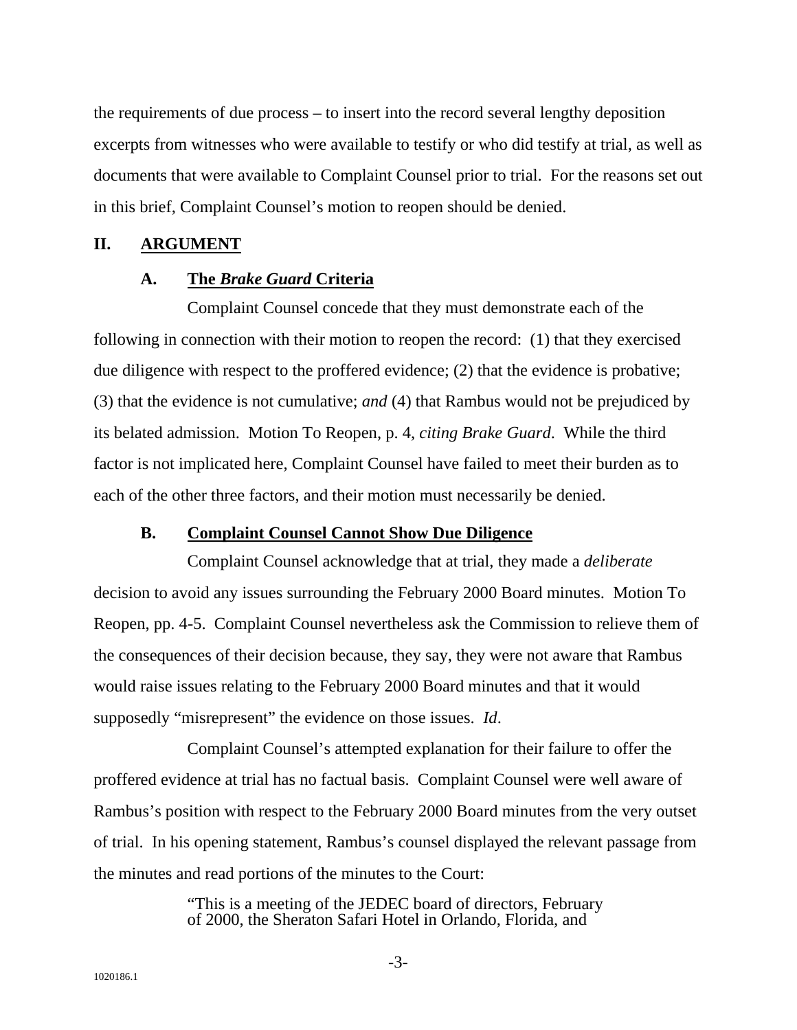the requirements of due process – to insert into the record several lengthy deposition excerpts from witnesses who were available to testify or who did testify at trial, as well as documents that were available to Complaint Counsel prior to trial. For the reasons set out in this brief, Complaint Counsel's motion to reopen should be denied.

## II. ARGUMENT

### A. The *Brake Guard* Criteria

Complaint Counsel concede that they must demonstrate each of the following in connection with their motion to reopen the record: (1) that they exercised due diligence with respect to the proffered evidence; (2) that the evidence is probative; (3) that the evidence is not cumulative; *and* (4) that Rambus would not be prejudiced by its belated admission. Motion To Reopen, p. 4, *citing Brake Guard*. While the third factor is not implicated here, Complaint Counsel have failed to meet their burden as to each of the other three factors, and their motion must necessarily be denied.

### B. Complaint Counsel Cannot Show Due Diligence

Complaint Counsel acknowledge that at trial, they made a *deliberate* decision to avoid any issues surrounding the February 2000 Board minutes. Motion To Reopen, pp. 4-5. Complaint Counsel nevertheless ask the Commission to relieve them of the consequences of their decision because, they say, they were not aware that Rambus would raise issues relating to the February 2000 Board minutes and that it would supposedly "misrepresent" the evidence on those issues. *Id*.

Complaint Counsel's attempted explanation for their failure to offer the proffered evidence at trial has no factual basis. Complaint Counsel were well aware of Rambus's position with respect to the February 2000 Board minutes from the very outset of trial. In his opening statement, Rambus's counsel displayed the relevant passage from the minutes and read portions of the minutes to the Court:

> "This is a meeting of the JEDEC board of directors, February of 2000, the Sheraton Safari Hotel in Orlando, Florida, and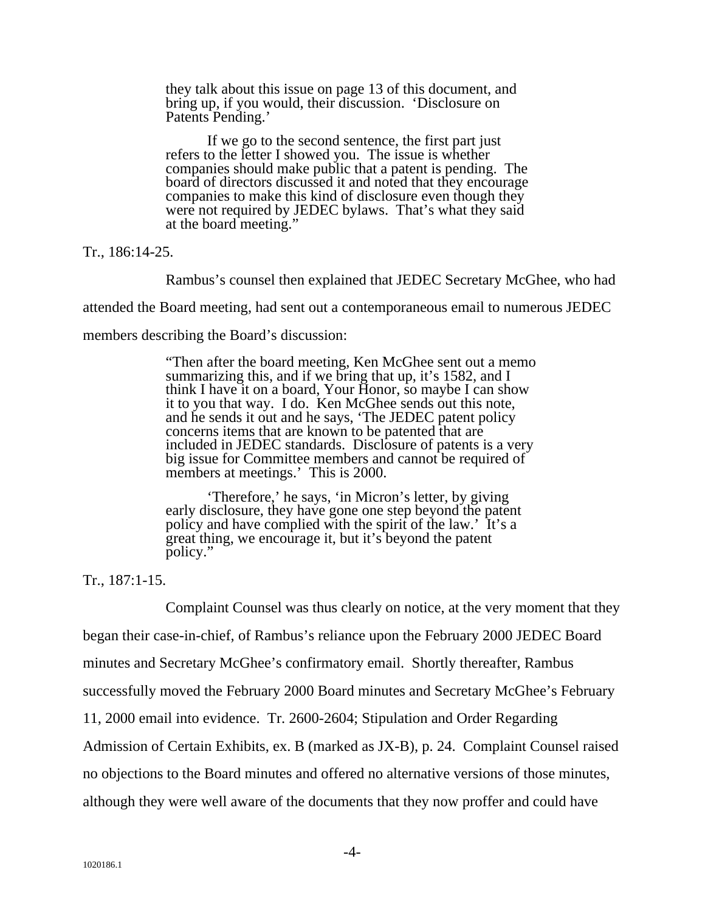> they talk about this issue on page 13 of this document, and bring up, if you would, their discussion. 'Disclosure on Patents Pending.'
>
> If we go to the second sentence, the first part just refers to the letter I showed you. The issue is whether companies should make public that a patent is pending. The board of directors discussed it and noted that they encourage companies to make this kind of disclosure even though they were not required by JEDEC bylaws. That's what they said at the board meeting."

Tr., 186:14-25.

Rambus's counsel then explained that JEDEC Secretary McGhee, who had attended the Board meeting, had sent out a contemporaneous email to numerous JEDEC members describing the Board's discussion:

> "Then after the board meeting, Ken McGhee sent out a memo summarizing this, and if we bring that up, it's 1582, and I think I have it on a board, Your Honor, so maybe I can show it to you that way. I do. Ken McGhee sends out this note, and he sends it out and he says, 'The JEDEC patent policy concerns items that are known to be patented that are included in JEDEC standards. Disclosure of patents is a very big issue for Committee members and cannot be required of members at meetings.' This is 2000.
>
> 'Therefore,' he says, 'in Micron's letter, by giving early disclosure, they have gone one step beyond the patent policy and have complied with the spirit of the law.' It's a great thing, we encourage it, but it's beyond the patent policy."

Tr., 187:1-15.

Complaint Counsel was thus clearly on notice, at the very moment that they began their case-in-chief, of Rambus's reliance upon the February 2000 JEDEC Board minutes and Secretary McGhee's confirmatory email. Shortly thereafter, Rambus successfully moved the February 2000 Board minutes and Secretary McGhee's February 11, 2000 email into evidence. Tr. 2600-2604; Stipulation and Order Regarding Admission of Certain Exhibits, ex. B (marked as JX-B), p. 24. Complaint Counsel raised no objections to the Board minutes and offered no alternative versions of those minutes, although they were well aware of the documents that they now proffer and could have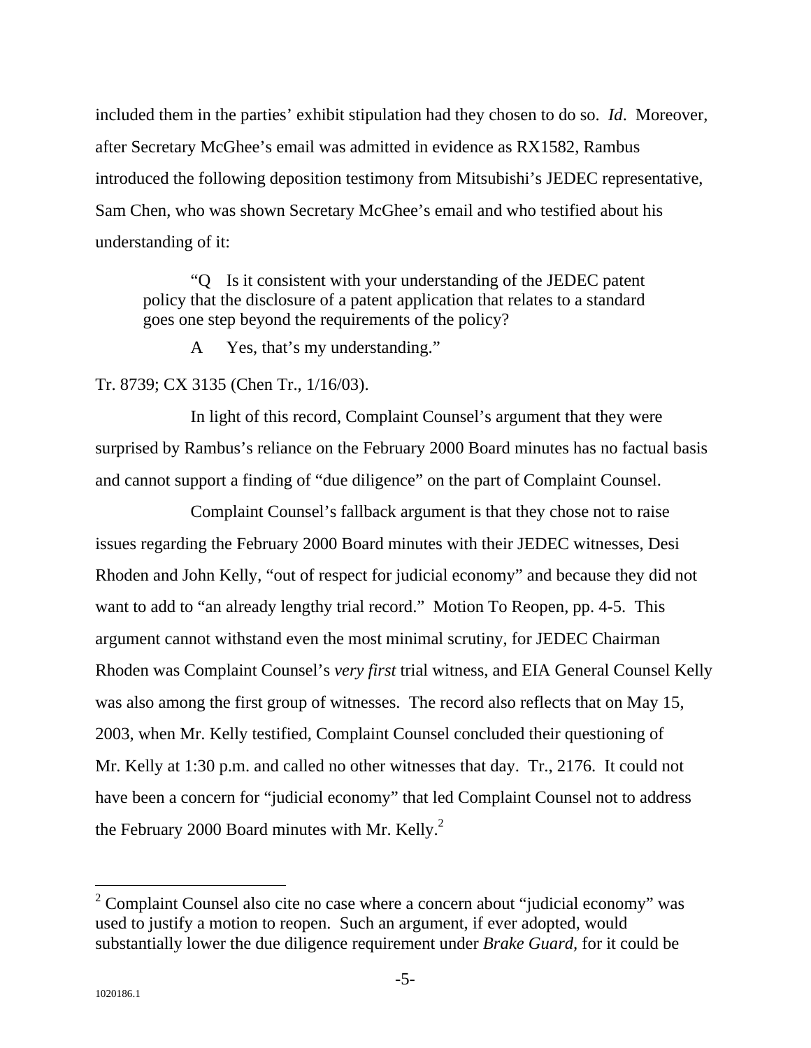included them in the parties' exhibit stipulation had they chosen to do so. *Id*. Moreover, after Secretary McGhee's email was admitted in evidence as RX1582, Rambus introduced the following deposition testimony from Mitsubishi's JEDEC representative, Sam Chen, who was shown Secretary McGhee's email and who testified about his understanding of it:

> "Q Is it consistent with your understanding of the JEDEC patent policy that the disclosure of a patent application that relates to a standard goes one step beyond the requirements of the policy?
>
> A Yes, that's my understanding."

Tr. 8739; CX 3135 (Chen Tr., 1/16/03).

In light of this record, Complaint Counsel's argument that they were surprised by Rambus's reliance on the February 2000 Board minutes has no factual basis and cannot support a finding of "due diligence" on the part of Complaint Counsel.

Complaint Counsel's fallback argument is that they chose not to raise issues regarding the February 2000 Board minutes with their JEDEC witnesses, Desi Rhoden and John Kelly, "out of respect for judicial economy" and because they did not want to add to "an already lengthy trial record." Motion To Reopen, pp. 4-5. This argument cannot withstand even the most minimal scrutiny, for JEDEC Chairman Rhoden was Complaint Counsel's *very first* trial witness, and EIA General Counsel Kelly was also among the first group of witnesses. The record also reflects that on May 15, 2003, when Mr. Kelly testified, Complaint Counsel concluded their questioning of Mr. Kelly at 1:30 p.m. and called no other witnesses that day. Tr., 2176. It could not have been a concern for "judicial economy" that led Complaint Counsel not to address the February 2000 Board minutes with Mr. Kelly.[2]

[2] Complaint Counsel also cite no case where a concern about "judicial economy" was used to justify a motion to reopen. Such an argument, if ever adopted, would substantially lower the due diligence requirement under *Brake Guard*, for it could be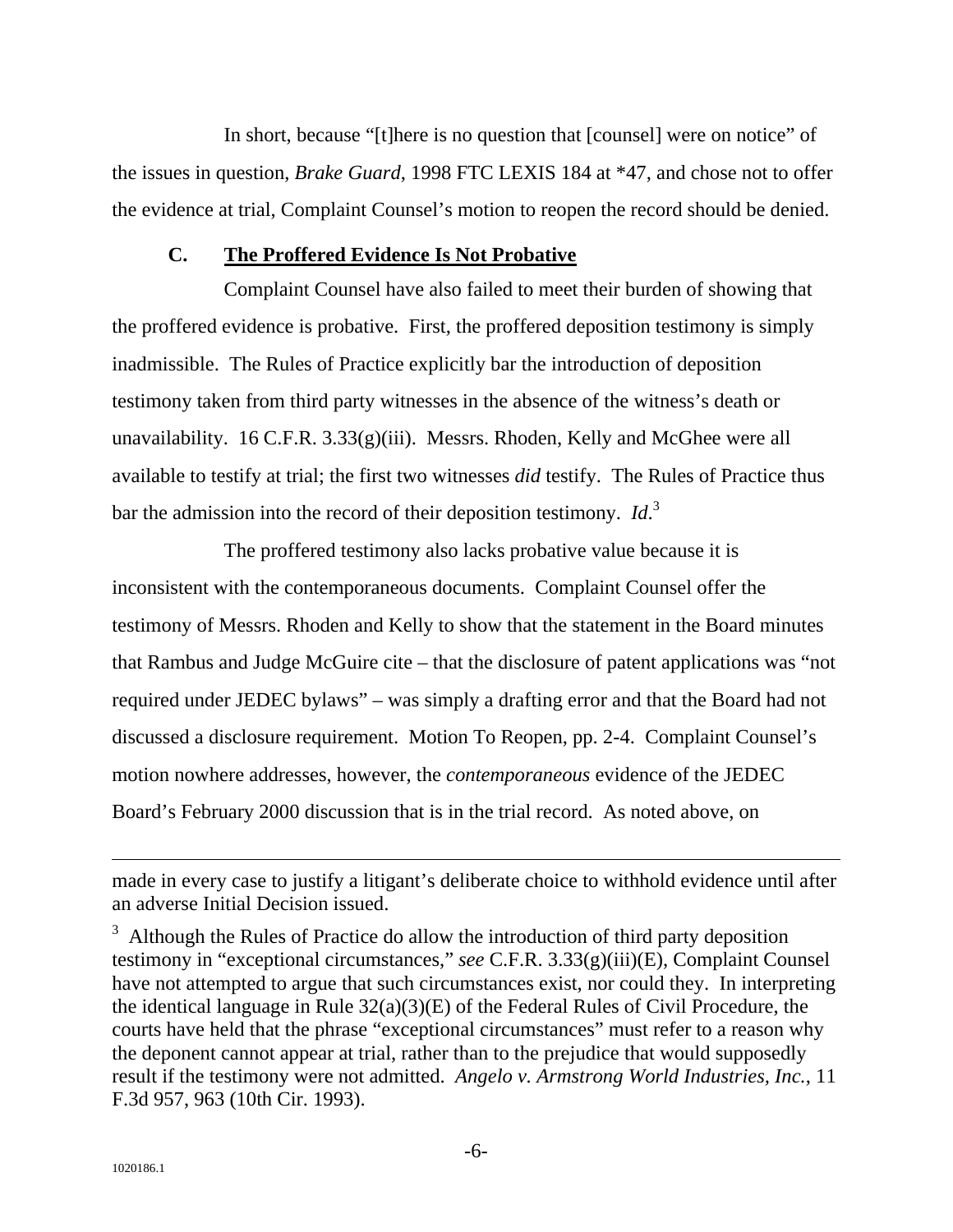In short, because "[t]here is no question that [counsel] were on notice" of the issues in question, *Brake Guard*, 1998 FTC LEXIS 184 at *47, and chose not to offer the evidence at trial, Complaint Counsel's motion to reopen the record should be denied.

### C. The Proffered Evidence Is Not Probative

Complaint Counsel have also failed to meet their burden of showing that the proffered evidence is probative. First, the proffered deposition testimony is simply inadmissible. The Rules of Practice explicitly bar the introduction of deposition testimony taken from third party witnesses in the absence of the witness's death or unavailability. 16 C.F.R. 3.33(g)(iii). Messrs. Rhoden, Kelly and McGhee were all available to testify at trial; the first two witnesses *did* testify. The Rules of Practice thus bar the admission into the record of their deposition testimony. *Id*.[3]

The proffered testimony also lacks probative value because it is inconsistent with the contemporaneous documents. Complaint Counsel offer the testimony of Messrs. Rhoden and Kelly to show that the statement in the Board minutes that Rambus and Judge McGuire cite – that the disclosure of patent applications was "not required under JEDEC bylaws" – was simply a drafting error and that the Board had not discussed a disclosure requirement. Motion To Reopen, pp. 2-4. Complaint Counsel's motion nowhere addresses, however, the *contemporaneous* evidence of the JEDEC Board's February 2000 discussion that is in the trial record. As noted above, on

---

made in every case to justify a litigant's deliberate choice to withhold evidence until after an adverse Initial Decision issued.

[3] Although the Rules of Practice do allow the introduction of third party deposition testimony in "exceptional circumstances," *see* C.F.R. 3.33(g)(iii)(E), Complaint Counsel have not attempted to argue that such circumstances exist, nor could they. In interpreting the identical language in Rule 32(a)(3)(E) of the Federal Rules of Civil Procedure, the courts have held that the phrase "exceptional circumstances" must refer to a reason why the deponent cannot appear at trial, rather than to the prejudice that would supposedly result if the testimony were not admitted. *Angelo v. Armstrong World Industries, Inc.*, 11 F.3d 957, 963 (10th Cir. 1993).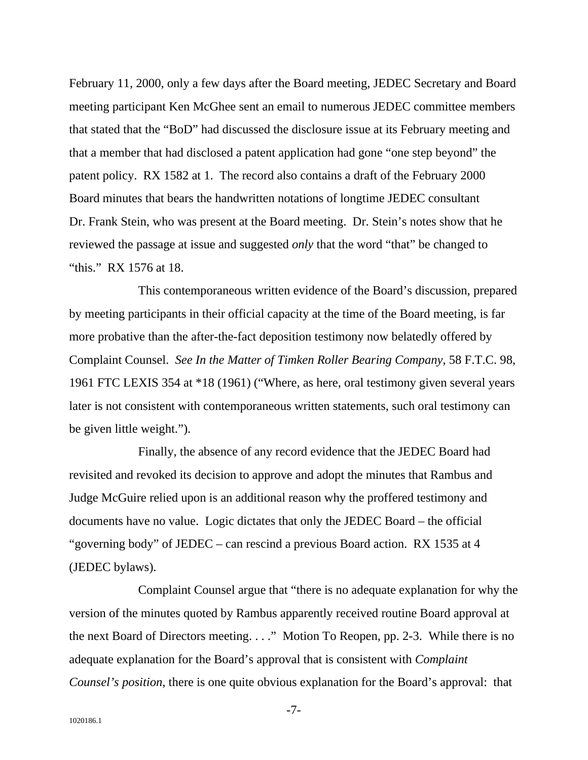February 11, 2000, only a few days after the Board meeting, JEDEC Secretary and Board meeting participant Ken McGhee sent an email to numerous JEDEC committee members that stated that the "BoD" had discussed the disclosure issue at its February meeting and that a member that had disclosed a patent application had gone "one step beyond" the patent policy. RX 1582 at 1. The record also contains a draft of the February 2000 Board minutes that bears the handwritten notations of longtime JEDEC consultant Dr. Frank Stein, who was present at the Board meeting. Dr. Stein's notes show that he reviewed the passage at issue and suggested *only* that the word "that" be changed to "this." RX 1576 at 18.

This contemporaneous written evidence of the Board's discussion, prepared by meeting participants in their official capacity at the time of the Board meeting, is far more probative than the after-the-fact deposition testimony now belatedly offered by Complaint Counsel. *See In the Matter of Timken Roller Bearing Company*, 58 F.T.C. 98, 1961 FTC LEXIS 354 at *18 (1961) ("Where, as here, oral testimony given several years later is not consistent with contemporaneous written statements, such oral testimony can be given little weight.").

Finally, the absence of any record evidence that the JEDEC Board had revisited and revoked its decision to approve and adopt the minutes that Rambus and Judge McGuire relied upon is an additional reason why the proffered testimony and documents have no value. Logic dictates that only the JEDEC Board – the official "governing body" of JEDEC – can rescind a previous Board action. RX 1535 at 4 (JEDEC bylaws).

Complaint Counsel argue that "there is no adequate explanation for why the version of the minutes quoted by Rambus apparently received routine Board approval at the next Board of Directors meeting. . . ." Motion To Reopen, pp. 2-3. While there is no adequate explanation for the Board's approval that is consistent with *Complaint Counsel's position*, there is one quite obvious explanation for the Board's approval: that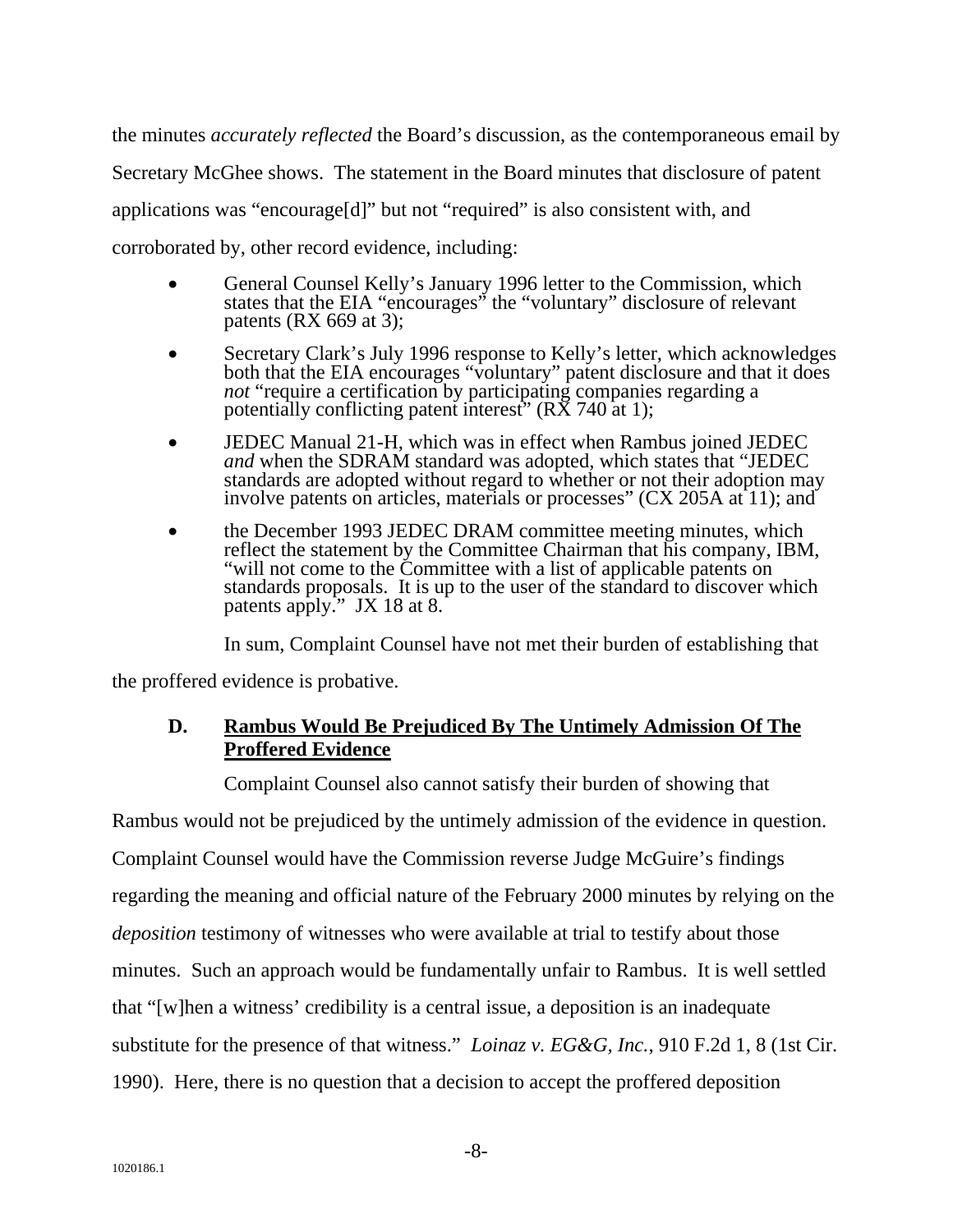the minutes *accurately reflected* the Board's discussion, as the contemporaneous email by Secretary McGhee shows. The statement in the Board minutes that disclosure of patent applications was "encourage[d]" but not "required" is also consistent with, and corroborated by, other record evidence, including:

- General Counsel Kelly's January 1996 letter to the Commission, which states that the EIA "encourages" the "voluntary" disclosure of relevant patents (RX 669 at 3);
- Secretary Clark's July 1996 response to Kelly's letter, which acknowledges both that the EIA encourages "voluntary" patent disclosure and that it does *not* "require a certification by participating companies regarding a potentially conflicting patent interest" (RX 740 at 1);
- JEDEC Manual 21-H, which was in effect when Rambus joined JEDEC *and* when the SDRAM standard was adopted, which states that "JEDEC standards are adopted without regard to whether or not their adoption may involve patents on articles, materials or processes" (CX 205A at 11); and
- the December 1993 JEDEC DRAM committee meeting minutes, which reflect the statement by the Committee Chairman that his company, IBM, "will not come to the Committee with a list of applicable patents on standards proposals. It is up to the user of the standard to discover which patents apply." JX 18 at 8.

In sum, Complaint Counsel have not met their burden of establishing that the proffered evidence is probative.

### D. Rambus Would Be Prejudiced By The Untimely Admission Of The Proffered Evidence

Complaint Counsel also cannot satisfy their burden of showing that Rambus would not be prejudiced by the untimely admission of the evidence in question. Complaint Counsel would have the Commission reverse Judge McGuire's findings regarding the meaning and official nature of the February 2000 minutes by relying on the *deposition* testimony of witnesses who were available at trial to testify about those minutes. Such an approach would be fundamentally unfair to Rambus. It is well settled that "[w]hen a witness' credibility is a central issue, a deposition is an inadequate substitute for the presence of that witness." *Loinaz v. EG&G, Inc.*, 910 F.2d 1, 8 (1st Cir. 1990). Here, there is no question that a decision to accept the proffered deposition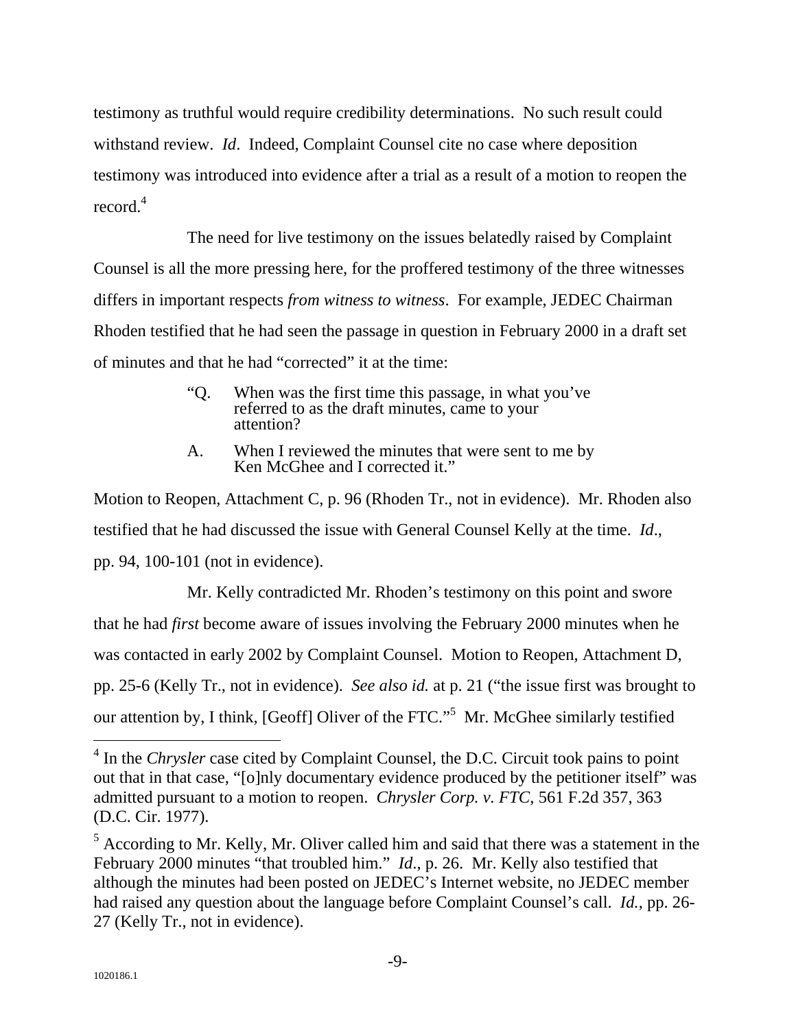testimony as truthful would require credibility determinations. No such result could withstand review. *Id*. Indeed, Complaint Counsel cite no case where deposition testimony was introduced into evidence after a trial as a result of a motion to reopen the record.[4]

The need for live testimony on the issues belatedly raised by Complaint Counsel is all the more pressing here, for the proffered testimony of the three witnesses differs in important respects *from witness to witness*. For example, JEDEC Chairman Rhoden testified that he had seen the passage in question in February 2000 in a draft set of minutes and that he had "corrected" it at the time:

> "Q. When was the first time this passage, in what you've referred to as the draft minutes, came to your attention?
>
> A. When I reviewed the minutes that were sent to me by Ken McGhee and I corrected it."

Motion to Reopen, Attachment C, p. 96 (Rhoden Tr., not in evidence). Mr. Rhoden also testified that he had discussed the issue with General Counsel Kelly at the time. *Id*., pp. 94, 100-101 (not in evidence).

Mr. Kelly contradicted Mr. Rhoden's testimony on this point and swore that he had *first* become aware of issues involving the February 2000 minutes when he was contacted in early 2002 by Complaint Counsel. Motion to Reopen, Attachment D, pp. 25-6 (Kelly Tr., not in evidence). *See also id.* at p. 21 ("the issue first was brought to our attention by, I think, [Geoff] Oliver of the FTC."[5] Mr. McGhee similarly testified

---

[4] In the *Chrysler* case cited by Complaint Counsel, the D.C. Circuit took pains to point out that in that case, "[o]nly documentary evidence produced by the petitioner itself" was admitted pursuant to a motion to reopen. *Chrysler Corp. v. FTC*, 561 F.2d 357, 363 (D.C. Cir. 1977).

[5] According to Mr. Kelly, Mr. Oliver called him and said that there was a statement in the February 2000 minutes "that troubled him." *Id*., p. 26. Mr. Kelly also testified that although the minutes had been posted on JEDEC's Internet website, no JEDEC member had raised any question about the language before Complaint Counsel's call. *Id.*, pp. 26-27 (Kelly Tr., not in evidence).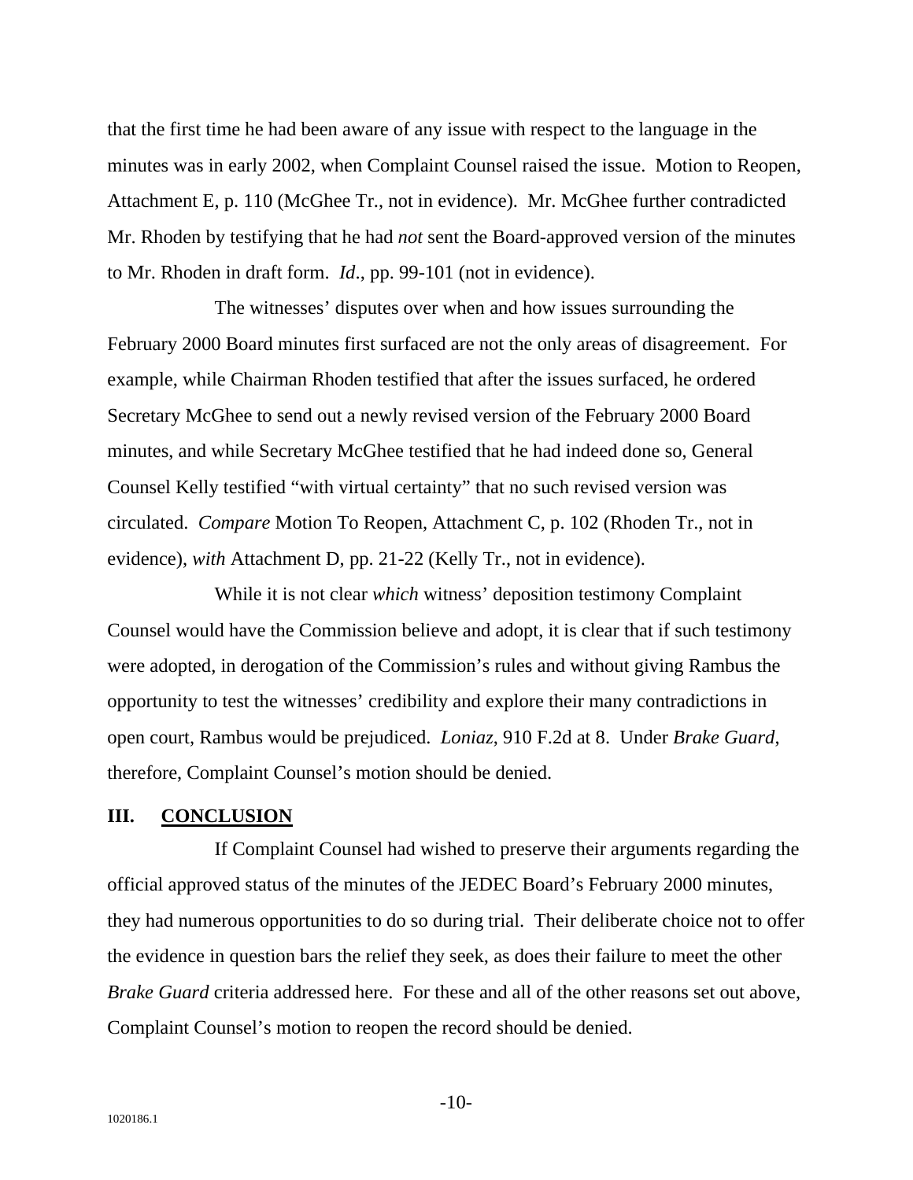that the first time he had been aware of any issue with respect to the language in the minutes was in early 2002, when Complaint Counsel raised the issue. Motion to Reopen, Attachment E, p. 110 (McGhee Tr., not in evidence). Mr. McGhee further contradicted Mr. Rhoden by testifying that he had *not* sent the Board-approved version of the minutes to Mr. Rhoden in draft form. *Id*., pp. 99-101 (not in evidence).

The witnesses' disputes over when and how issues surrounding the February 2000 Board minutes first surfaced are not the only areas of disagreement. For example, while Chairman Rhoden testified that after the issues surfaced, he ordered Secretary McGhee to send out a newly revised version of the February 2000 Board minutes, and while Secretary McGhee testified that he had indeed done so, General Counsel Kelly testified "with virtual certainty" that no such revised version was circulated. *Compare* Motion To Reopen, Attachment C, p. 102 (Rhoden Tr., not in evidence), *with* Attachment D, pp. 21-22 (Kelly Tr., not in evidence).

While it is not clear *which* witness' deposition testimony Complaint Counsel would have the Commission believe and adopt, it is clear that if such testimony were adopted, in derogation of the Commission's rules and without giving Rambus the opportunity to test the witnesses' credibility and explore their many contradictions in open court, Rambus would be prejudiced. *Loniaz*, 910 F.2d at 8. Under *Brake Guard*, therefore, Complaint Counsel's motion should be denied.

## III. CONCLUSION

If Complaint Counsel had wished to preserve their arguments regarding the official approved status of the minutes of the JEDEC Board's February 2000 minutes, they had numerous opportunities to do so during trial. Their deliberate choice not to offer the evidence in question bars the relief they seek, as does their failure to meet the other *Brake Guard* criteria addressed here. For these and all of the other reasons set out above, Complaint Counsel's motion to reopen the record should be denied.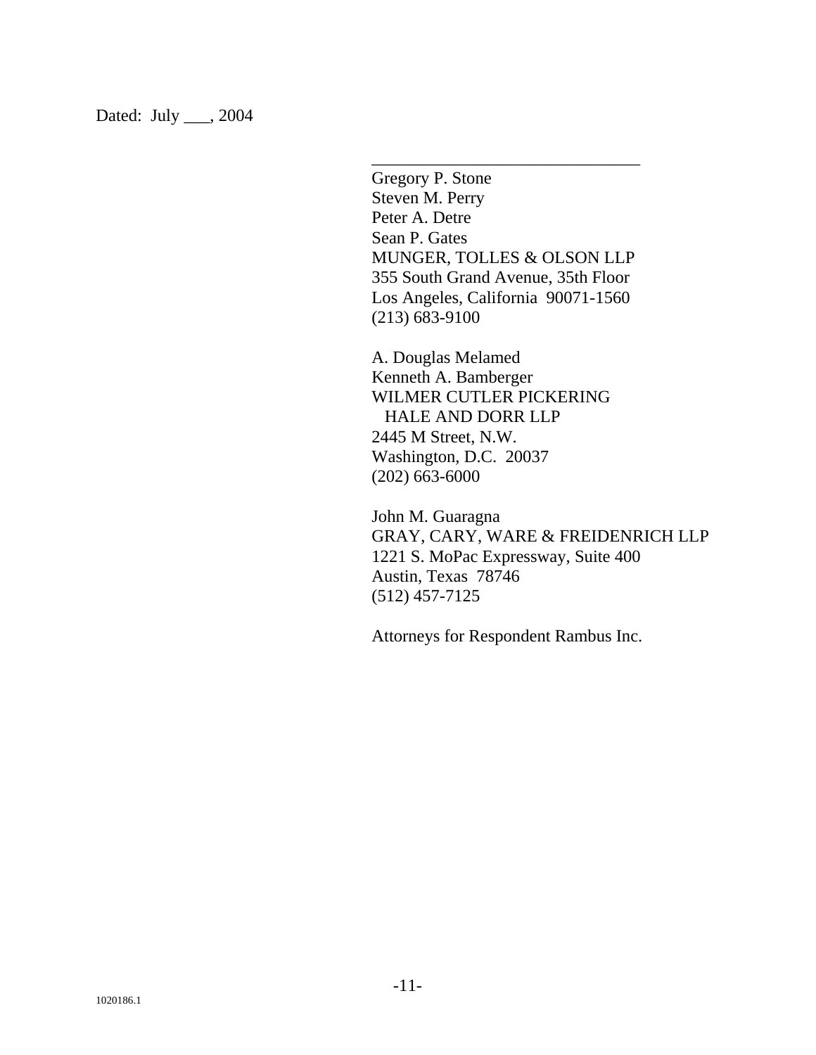Dated: July ___, 2004

\_\_\_\_\_\_\_\_\_\_\_\_\_\_\_\_\_\_\_\_\_\_\_\_\_\_\_\_\_\_\_\_

Gregory P. Stone
Steven M. Perry
Peter A. Detre
Sean P. Gates
MUNGER, TOLLES & OLSON LLP
355 South Grand Avenue, 35th Floor
Los Angeles, California 90071-1560
(213) 683-9100

A. Douglas Melamed
Kenneth A. Bamberger
WILMER CUTLER PICKERING
HALE AND DORR LLP
2445 M Street, N.W.
Washington, D.C. 20037
(202) 663-6000

John M. Guaragna
GRAY, CARY, WARE & FREIDENRICH LLP
1221 S. MoPac Expressway, Suite 400
Austin, Texas 78746
(512) 457-7125

Attorneys for Respondent Rambus Inc.

1020186.1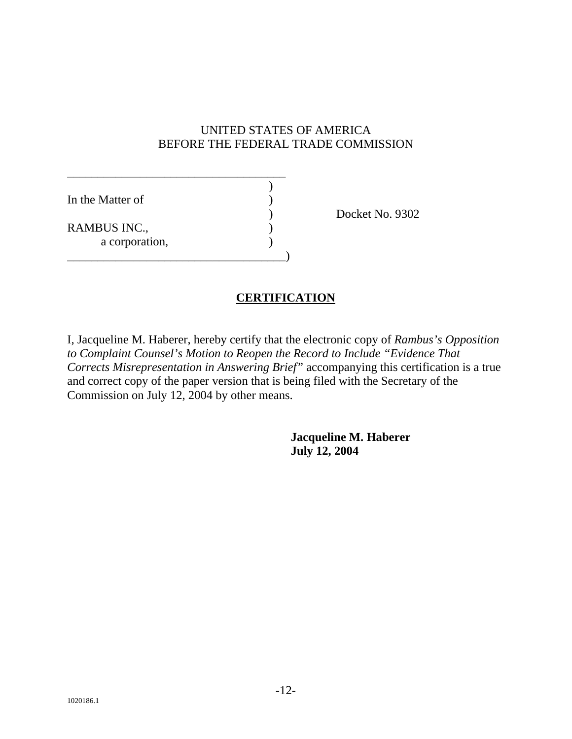UNITED STATES OF AMERICA
BEFORE THE FEDERAL TRADE COMMISSION

| | | |
|---|---|---|
| In the Matter of | ) | |
| | ) | Docket No. 9302 |
| RAMBUS INC., | ) | |
| a corporation, | ) | |

## CERTIFICATION

I, Jacqueline M. Haberer, hereby certify that the electronic copy of *Rambus's Opposition to Complaint Counsel's Motion to Reopen the Record to Include "Evidence That Corrects Misrepresentation in Answering Brief"* accompanying this certification is a true and correct copy of the paper version that is being filed with the Secretary of the Commission on July 12, 2004 by other means.

**Jacqueline M. Haberer**
**July 12, 2004**

1020186.1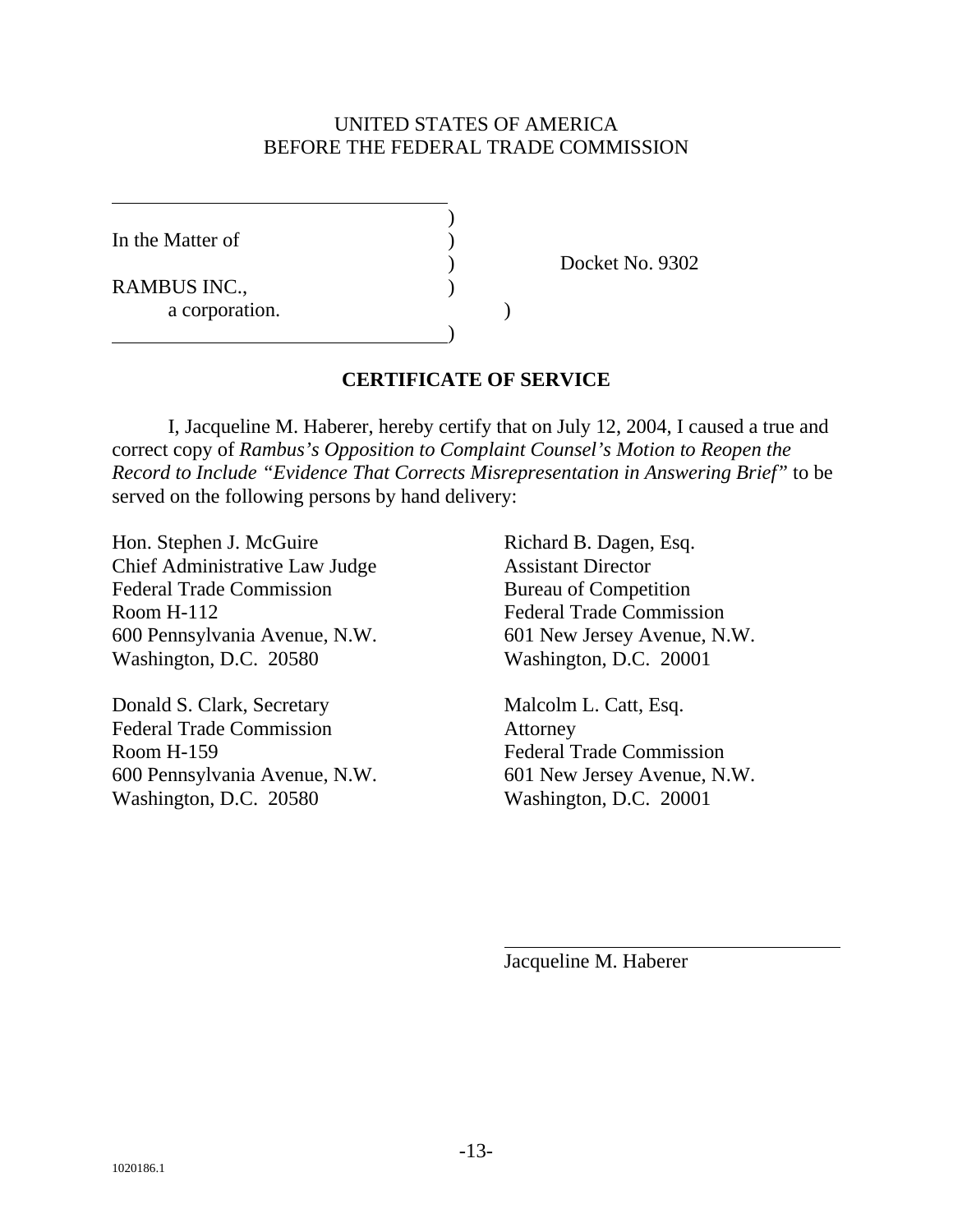UNITED STATES OF AMERICA
BEFORE THE FEDERAL TRADE COMMISSION

| | | |
|---|---|---|
| In the Matter of | ) | |
| | ) | Docket No. 9302 |
| RAMBUS INC., | ) | |
| a corporation. | ) | |

## CERTIFICATE OF SERVICE

I, Jacqueline M. Haberer, hereby certify that on July 12, 2004, I caused a true and correct copy of *Rambus's Opposition to Complaint Counsel's Motion to Reopen the Record to Include "Evidence That Corrects Misrepresentation in Answering Brief"* to be served on the following persons by hand delivery:

Hon. Stephen J. McGuire
Chief Administrative Law Judge
Federal Trade Commission
Room H-112
600 Pennsylvania Avenue, N.W.
Washington, D.C. 20580

Donald S. Clark, Secretary
Federal Trade Commission
Room H-159
600 Pennsylvania Avenue, N.W.
Washington, D.C. 20580

Richard B. Dagen, Esq.
Assistant Director
Bureau of Competition
Federal Trade Commission
601 New Jersey Avenue, N.W.
Washington, D.C. 20001

Malcolm L. Catt, Esq.
Attorney
Federal Trade Commission
601 New Jersey Avenue, N.W.
Washington, D.C. 20001

Jacqueline M. Haberer

1020186.1